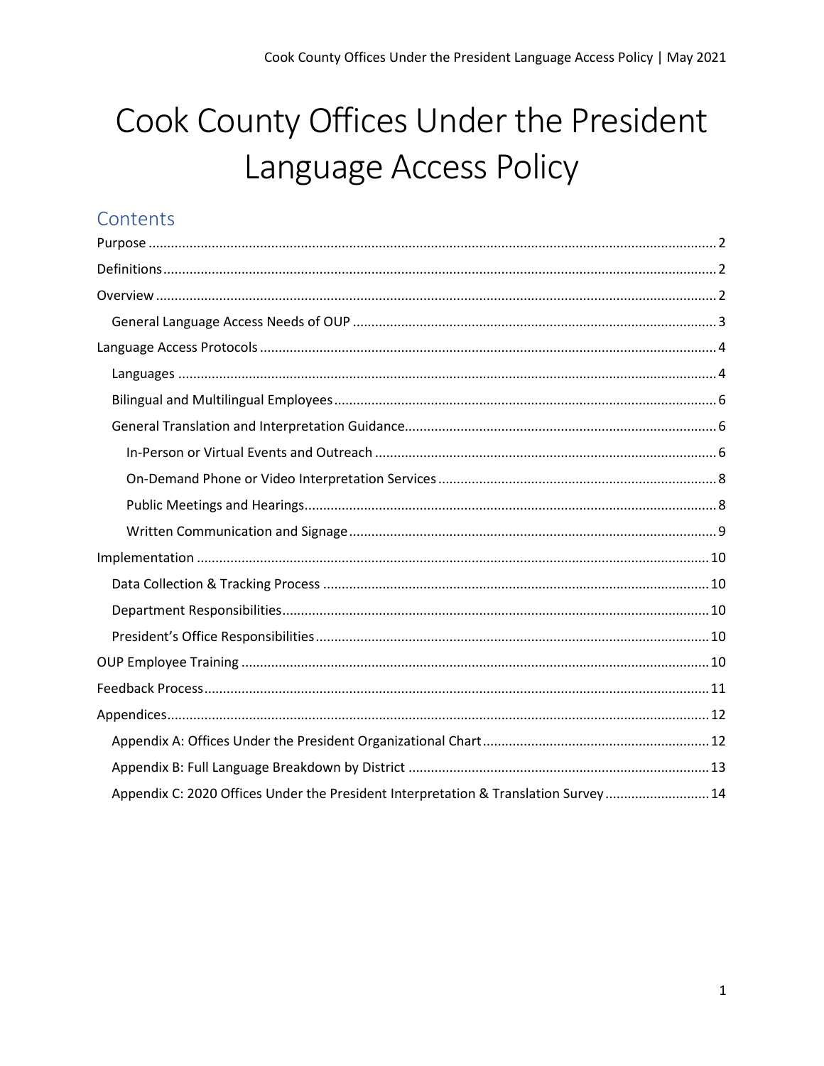# Cook County Offices Under the President Language Access Policy

## Contents

- Purpose ..... 2
- Definitions ..... 2
- Overview ..... 2
  - General Language Access Needs of OUP ..... 3
- Language Access Protocols ..... 4
  - Languages ..... 4
  - Bilingual and Multilingual Employees ..... 6
  - General Translation and Interpretation Guidance ..... 6
    - In-Person or Virtual Events and Outreach ..... 6
    - On-Demand Phone or Video Interpretation Services ..... 8
    - Public Meetings and Hearings ..... 8
    - Written Communication and Signage ..... 9
- Implementation ..... 10
  - Data Collection & Tracking Process ..... 10
  - Department Responsibilities ..... 10
  - President's Office Responsibilities ..... 10
- OUP Employee Training ..... 10
- Feedback Process ..... 11
- Appendices ..... 12
  - Appendix A: Offices Under the President Organizational Chart ..... 12
  - Appendix B: Full Language Breakdown by District ..... 13
  - Appendix C: 2020 Offices Under the President Interpretation & Translation Survey ..... 14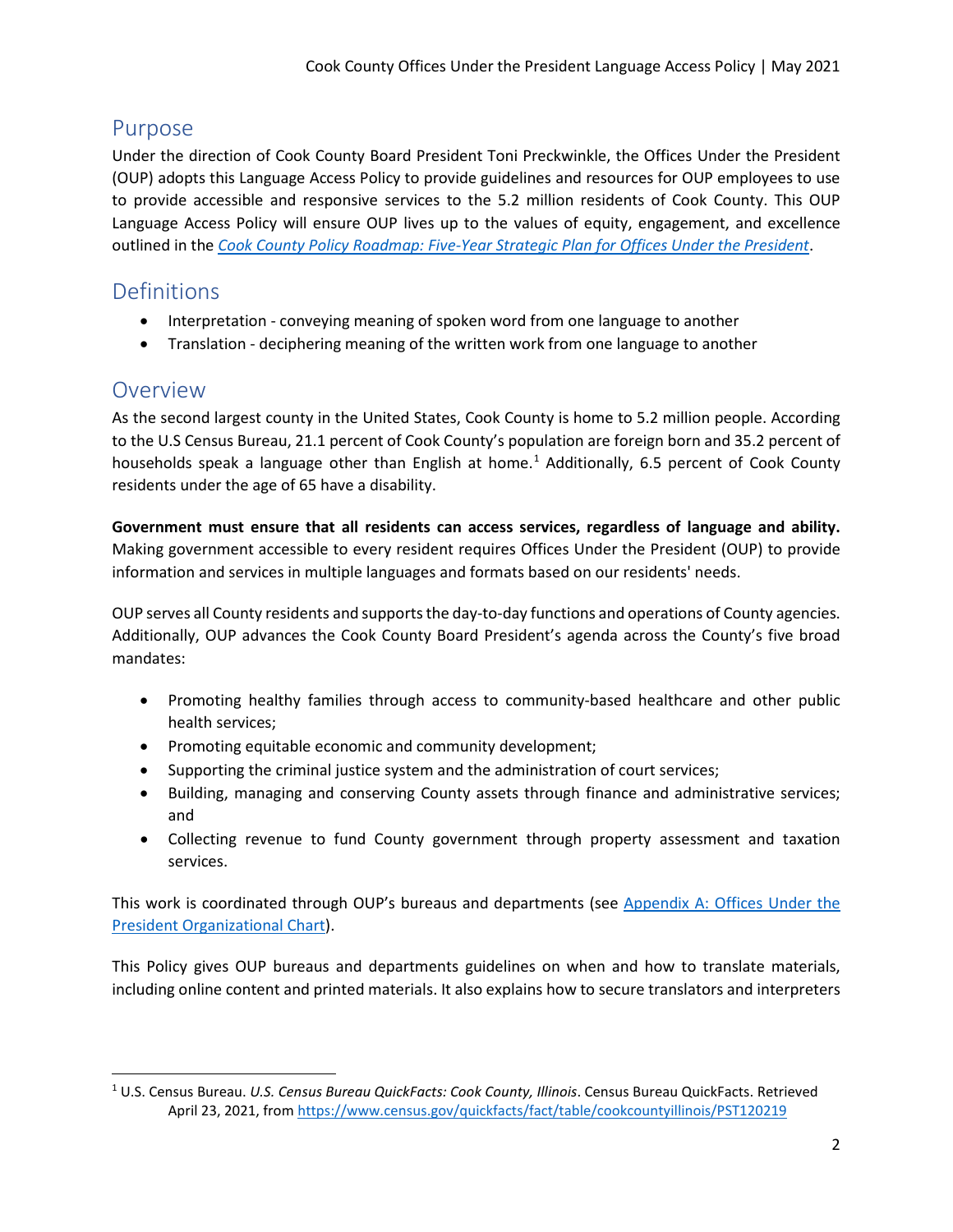## Purpose

Under the direction of Cook County Board President Toni Preckwinkle, the Offices Under the President (OUP) adopts this Language Access Policy to provide guidelines and resources for OUP employees to use to provide accessible and responsive services to the 5.2 million residents of Cook County. This OUP Language Access Policy will ensure OUP lives up to the values of equity, engagement, and excellence outlined in the [*Cook County Policy Roadmap: Five-Year Strategic Plan for Offices Under the President*](#).

## Definitions

- Interpretation - conveying meaning of spoken word from one language to another
- Translation - deciphering meaning of the written work from one language to another

## Overview

As the second largest county in the United States, Cook County is home to 5.2 million people. According to the U.S Census Bureau, 21.1 percent of Cook County's population are foreign born and 35.2 percent of households speak a language other than English at home.[1] Additionally, 6.5 percent of Cook County residents under the age of 65 have a disability.

**Government must ensure that all residents can access services, regardless of language and ability.** Making government accessible to every resident requires Offices Under the President (OUP) to provide information and services in multiple languages and formats based on our residents' needs.

OUP serves all County residents and supports the day-to-day functions and operations of County agencies. Additionally, OUP advances the Cook County Board President's agenda across the County's five broad mandates:

- Promoting healthy families through access to community-based healthcare and other public health services;
- Promoting equitable economic and community development;
- Supporting the criminal justice system and the administration of court services;
- Building, managing and conserving County assets through finance and administrative services; and
- Collecting revenue to fund County government through property assessment and taxation services.

This work is coordinated through OUP's bureaus and departments (see [Appendix A: Offices Under the President Organizational Chart](#)).

This Policy gives OUP bureaus and departments guidelines on when and how to translate materials, including online content and printed materials. It also explains how to secure translators and interpreters

---

[1] U.S. Census Bureau. *U.S. Census Bureau QuickFacts: Cook County, Illinois*. Census Bureau QuickFacts. Retrieved April 23, 2021, from https://www.census.gov/quickfacts/fact/table/cookcountyillinois/PST120219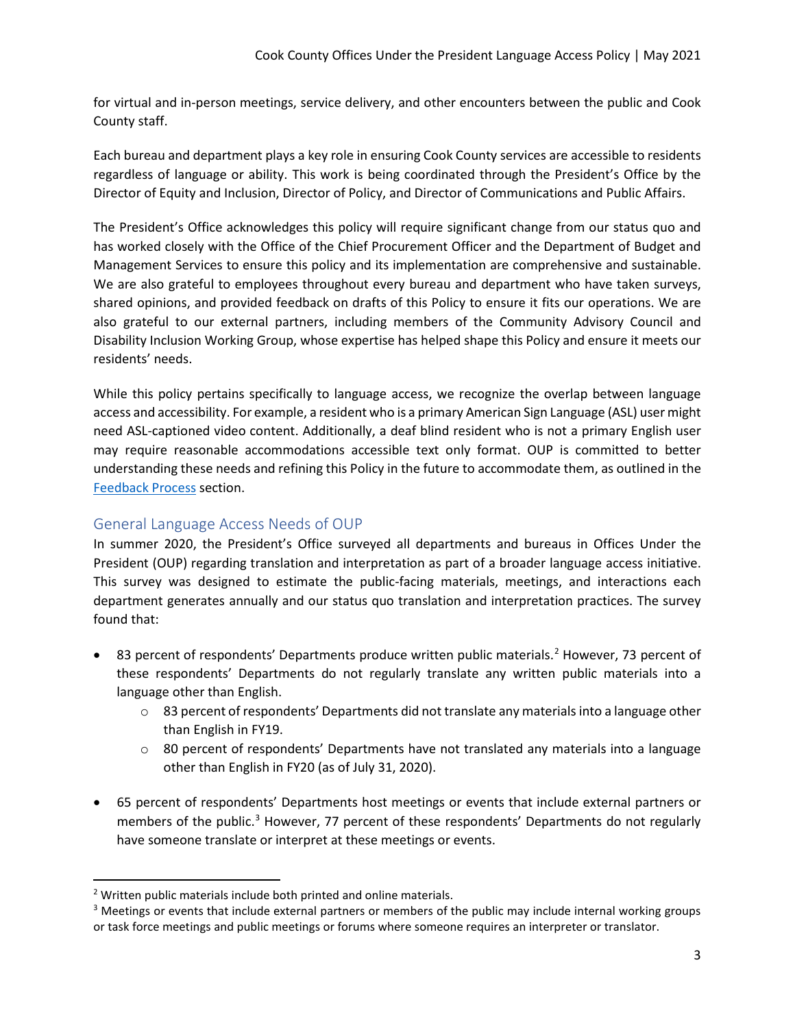for virtual and in-person meetings, service delivery, and other encounters between the public and Cook County staff.

Each bureau and department plays a key role in ensuring Cook County services are accessible to residents regardless of language or ability. This work is being coordinated through the President's Office by the Director of Equity and Inclusion, Director of Policy, and Director of Communications and Public Affairs.

The President's Office acknowledges this policy will require significant change from our status quo and has worked closely with the Office of the Chief Procurement Officer and the Department of Budget and Management Services to ensure this policy and its implementation are comprehensive and sustainable. We are also grateful to employees throughout every bureau and department who have taken surveys, shared opinions, and provided feedback on drafts of this Policy to ensure it fits our operations. We are also grateful to our external partners, including members of the Community Advisory Council and Disability Inclusion Working Group, whose expertise has helped shape this Policy and ensure it meets our residents' needs.

While this policy pertains specifically to language access, we recognize the overlap between language access and accessibility. For example, a resident who is a primary American Sign Language (ASL) user might need ASL-captioned video content. Additionally, a deaf blind resident who is not a primary English user may require reasonable accommodations accessible text only format. OUP is committed to better understanding these needs and refining this Policy in the future to accommodate them, as outlined in the Feedback Process section.

## General Language Access Needs of OUP

In summer 2020, the President's Office surveyed all departments and bureaus in Offices Under the President (OUP) regarding translation and interpretation as part of a broader language access initiative. This survey was designed to estimate the public-facing materials, meetings, and interactions each department generates annually and our status quo translation and interpretation practices. The survey found that:

- 83 percent of respondents' Departments produce written public materials.[2] However, 73 percent of these respondents' Departments do not regularly translate any written public materials into a language other than English.
  - 83 percent of respondents' Departments did not translate any materials into a language other than English in FY19.
  - 80 percent of respondents' Departments have not translated any materials into a language other than English in FY20 (as of July 31, 2020).

- 65 percent of respondents' Departments host meetings or events that include external partners or members of the public.[3] However, 77 percent of these respondents' Departments do not regularly have someone translate or interpret at these meetings or events.

[2] Written public materials include both printed and online materials.

[3] Meetings or events that include external partners or members of the public may include internal working groups or task force meetings and public meetings or forums where someone requires an interpreter or translator.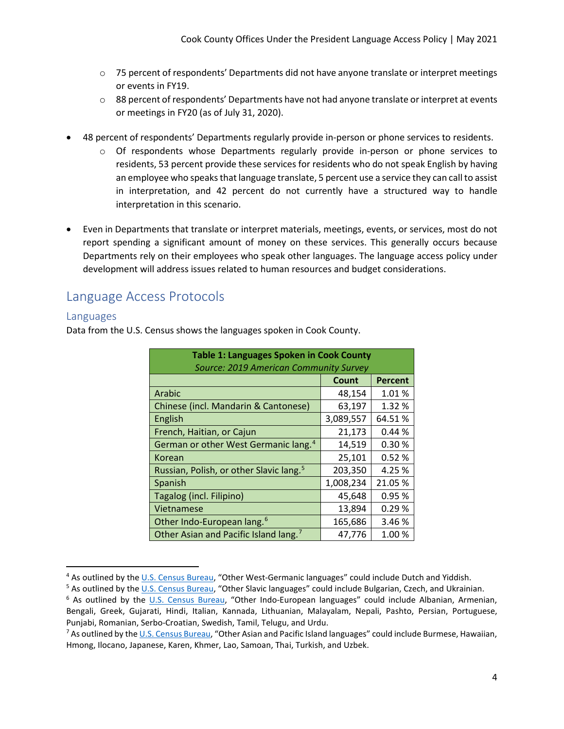- 75 percent of respondents' Departments did not have anyone translate or interpret meetings or events in FY19.
- 88 percent of respondents' Departments have not had anyone translate or interpret at events or meetings in FY20 (as of July 31, 2020).

- 48 percent of respondents' Departments regularly provide in-person or phone services to residents.
  - Of respondents whose Departments regularly provide in-person or phone services to residents, 53 percent provide these services for residents who do not speak English by having an employee who speaks that language translate, 5 percent use a service they can call to assist in interpretation, and 42 percent do not currently have a structured way to handle interpretation in this scenario.

- Even in Departments that translate or interpret materials, meetings, events, or services, most do not report spending a significant amount of money on these services. This generally occurs because Departments rely on their employees who speak other languages. The language access policy under development will address issues related to human resources and budget considerations.

## Language Access Protocols

### Languages

Data from the U.S. Census shows the languages spoken in Cook County.

| **Table 1: Languages Spoken in Cook County** *Source: 2019 American Community Survey* | | |
|---|---|---|
| | **Count** | **Percent** |
| Arabic | 48,154 | 1.01 % |
| Chinese (incl. Mandarin & Cantonese) | 63,197 | 1.32 % |
| English | 3,089,557 | 64.51 % |
| French, Haitian, or Cajun | 21,173 | 0.44 % |
| German or other West Germanic lang.[4] | 14,519 | 0.30 % |
| Korean | 25,101 | 0.52 % |
| Russian, Polish, or other Slavic lang.[5] | 203,350 | 4.25 % |
| Spanish | 1,008,234 | 21.05 % |
| Tagalog (incl. Filipino) | 45,648 | 0.95 % |
| Vietnamese | 13,894 | 0.29 % |
| Other Indo-European lang.[6] | 165,686 | 3.46 % |
| Other Asian and Pacific Island lang.[7] | 47,776 | 1.00 % |

[4] As outlined by the U.S. Census Bureau, "Other West-Germanic languages" could include Dutch and Yiddish.

[5] As outlined by the U.S. Census Bureau, "Other Slavic languages" could include Bulgarian, Czech, and Ukrainian.

[6] As outlined by the U.S. Census Bureau, "Other Indo-European languages" could include Albanian, Armenian, Bengali, Greek, Gujarati, Hindi, Italian, Kannada, Lithuanian, Malayalam, Nepali, Pashto, Persian, Portuguese, Punjabi, Romanian, Serbo-Croatian, Swedish, Tamil, Telugu, and Urdu.

[7] As outlined by the U.S. Census Bureau, "Other Asian and Pacific Island languages" could include Burmese, Hawaiian, Hmong, Ilocano, Japanese, Karen, Khmer, Lao, Samoan, Thai, Turkish, and Uzbek.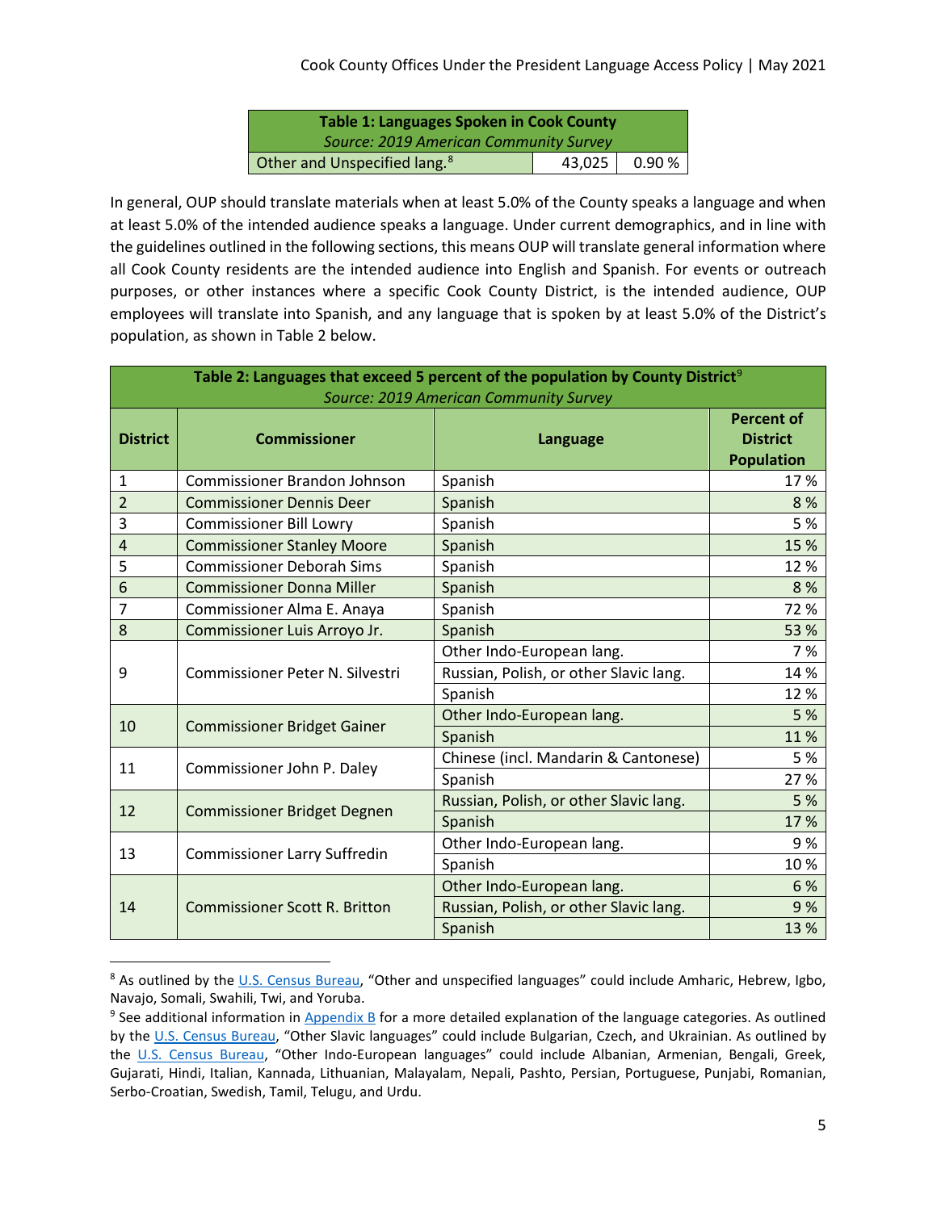| Table 1: Languages Spoken in Cook County<br>*Source: 2019 American Community Survey* | | |
|---|---|---|
| Other and Unspecified lang.[8] | 43,025 | 0.90 % |

In general, OUP should translate materials when at least 5.0% of the County speaks a language and when at least 5.0% of the intended audience speaks a language. Under current demographics, and in line with the guidelines outlined in the following sections, this means OUP will translate general information where all Cook County residents are the intended audience into English and Spanish. For events or outreach purposes, or other instances where a specific Cook County District, is the intended audience, OUP employees will translate into Spanish, and any language that is spoken by at least 5.0% of the District's population, as shown in Table 2 below.

**Table 2: Languages that exceed 5 percent of the population by County District[9]**
*Source: 2019 American Community Survey*

| District | Commissioner | Language | Percent of District Population |
|---|---|---|---|
| 1 | Commissioner Brandon Johnson | Spanish | 17 % |
| 2 | Commissioner Dennis Deer | Spanish | 8 % |
| 3 | Commissioner Bill Lowry | Spanish | 5 % |
| 4 | Commissioner Stanley Moore | Spanish | 15 % |
| 5 | Commissioner Deborah Sims | Spanish | 12 % |
| 6 | Commissioner Donna Miller | Spanish | 8 % |
| 7 | Commissioner Alma E. Anaya | Spanish | 72 % |
| 8 | Commissioner Luis Arroyo Jr. | Spanish | 53 % |
| 9 | Commissioner Peter N. Silvestri | Other Indo-European lang. | 7 % |
| | | Russian, Polish, or other Slavic lang. | 14 % |
| | | Spanish | 12 % |
| 10 | Commissioner Bridget Gainer | Other Indo-European lang. | 5 % |
| | | Spanish | 11 % |
| 11 | Commissioner John P. Daley | Chinese (incl. Mandarin & Cantonese) | 5 % |
| | | Spanish | 27 % |
| 12 | Commissioner Bridget Degnen | Russian, Polish, or other Slavic lang. | 5 % |
| | | Spanish | 17 % |
| 13 | Commissioner Larry Suffredin | Other Indo-European lang. | 9 % |
| | | Spanish | 10 % |
| 14 | Commissioner Scott R. Britton | Other Indo-European lang. | 6 % |
| | | Russian, Polish, or other Slavic lang. | 9 % |
| | | Spanish | 13 % |

[8] As outlined by the U.S. Census Bureau, "Other and unspecified languages" could include Amharic, Hebrew, Igbo, Navajo, Somali, Swahili, Twi, and Yoruba.

[9] See additional information in Appendix B for a more detailed explanation of the language categories. As outlined by the U.S. Census Bureau, "Other Slavic languages" could include Bulgarian, Czech, and Ukrainian. As outlined by the U.S. Census Bureau, "Other Indo-European languages" could include Albanian, Armenian, Bengali, Greek, Gujarati, Hindi, Italian, Kannada, Lithuanian, Malayalam, Nepali, Pashto, Persian, Portuguese, Punjabi, Romanian, Serbo-Croatian, Swedish, Tamil, Telugu, and Urdu.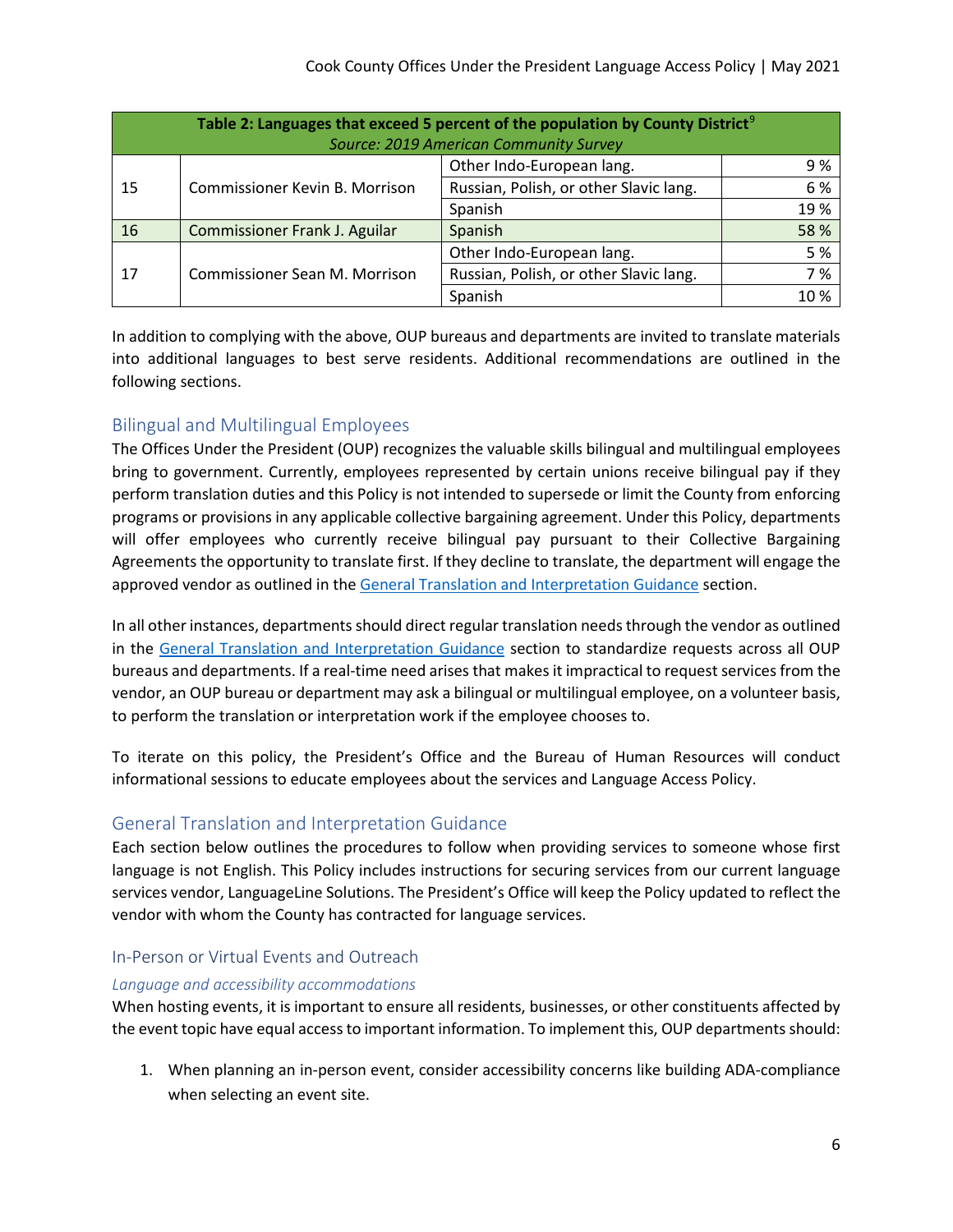| Table 2: Languages that exceed 5 percent of the population by County District[9] *Source: 2019 American Community Survey* | | | |
|---|---|---|---|
| 15 | Commissioner Kevin B. Morrison | Other Indo-European lang. | 9 % |
| | | Russian, Polish, or other Slavic lang. | 6 % |
| | | Spanish | 19 % |
| 16 | Commissioner Frank J. Aguilar | Spanish | 58 % |
| 17 | Commissioner Sean M. Morrison | Other Indo-European lang. | 5 % |
| | | Russian, Polish, or other Slavic lang. | 7 % |
| | | Spanish | 10 % |

In addition to complying with the above, OUP bureaus and departments are invited to translate materials into additional languages to best serve residents. Additional recommendations are outlined in the following sections.

## Bilingual and Multilingual Employees

The Offices Under the President (OUP) recognizes the valuable skills bilingual and multilingual employees bring to government. Currently, employees represented by certain unions receive bilingual pay if they perform translation duties and this Policy is not intended to supersede or limit the County from enforcing programs or provisions in any applicable collective bargaining agreement. Under this Policy, departments will offer employees who currently receive bilingual pay pursuant to their Collective Bargaining Agreements the opportunity to translate first. If they decline to translate, the department will engage the approved vendor as outlined in the General Translation and Interpretation Guidance section.

In all other instances, departments should direct regular translation needs through the vendor as outlined in the General Translation and Interpretation Guidance section to standardize requests across all OUP bureaus and departments. If a real-time need arises that makes it impractical to request services from the vendor, an OUP bureau or department may ask a bilingual or multilingual employee, on a volunteer basis, to perform the translation or interpretation work if the employee chooses to.

To iterate on this policy, the President's Office and the Bureau of Human Resources will conduct informational sessions to educate employees about the services and Language Access Policy.

## General Translation and Interpretation Guidance

Each section below outlines the procedures to follow when providing services to someone whose first language is not English. This Policy includes instructions for securing services from our current language services vendor, LanguageLine Solutions. The President's Office will keep the Policy updated to reflect the vendor with whom the County has contracted for language services.

### In-Person or Virtual Events and Outreach

*Language and accessibility accommodations*

When hosting events, it is important to ensure all residents, businesses, or other constituents affected by the event topic have equal access to important information. To implement this, OUP departments should:

1. When planning an in-person event, consider accessibility concerns like building ADA-compliance when selecting an event site.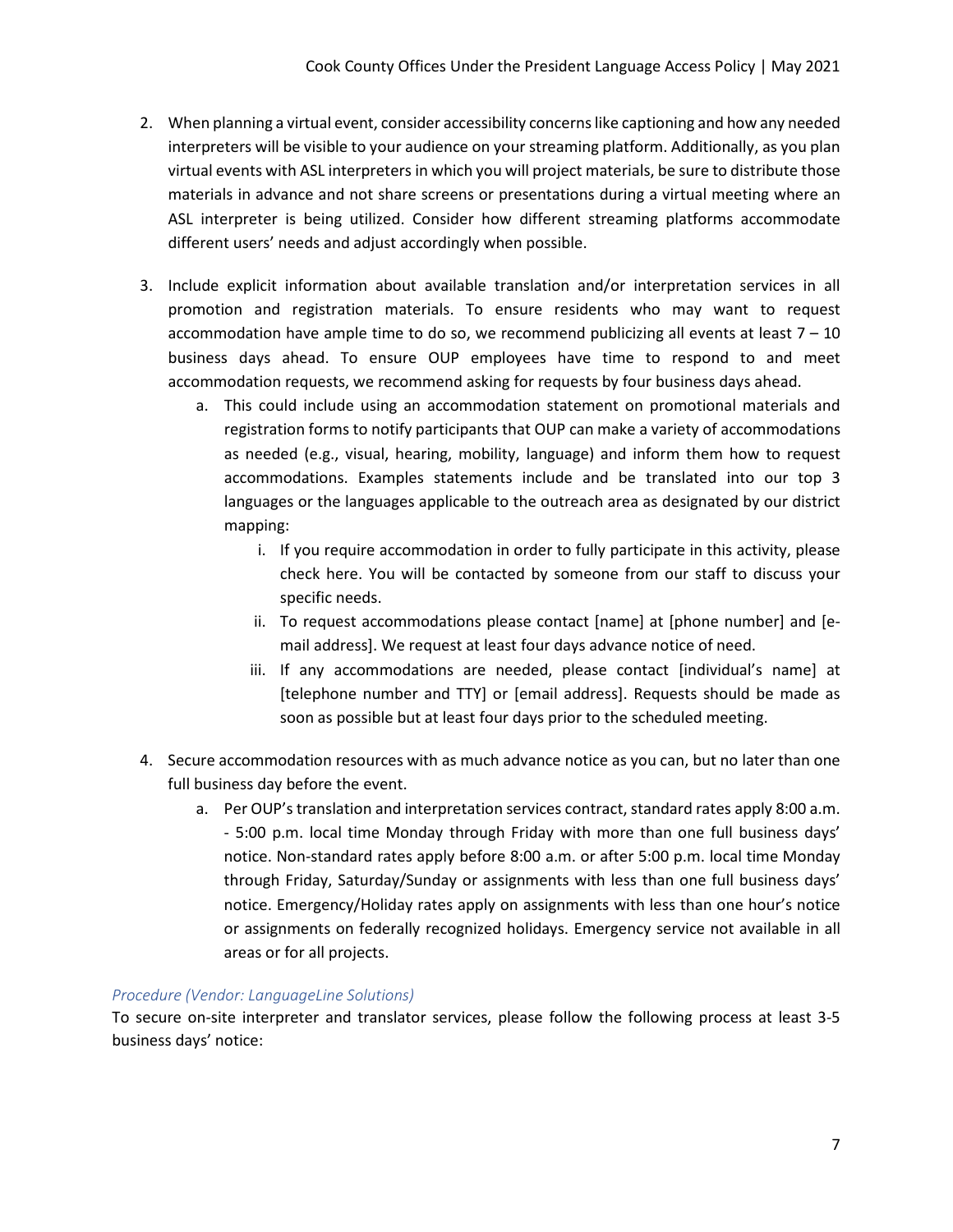2. When planning a virtual event, consider accessibility concerns like captioning and how any needed interpreters will be visible to your audience on your streaming platform. Additionally, as you plan virtual events with ASL interpreters in which you will project materials, be sure to distribute those materials in advance and not share screens or presentations during a virtual meeting where an ASL interpreter is being utilized. Consider how different streaming platforms accommodate different users' needs and adjust accordingly when possible.

3. Include explicit information about available translation and/or interpretation services in all promotion and registration materials. To ensure residents who may want to request accommodation have ample time to do so, we recommend publicizing all events at least 7 – 10 business days ahead. To ensure OUP employees have time to respond to and meet accommodation requests, we recommend asking for requests by four business days ahead.
   a. This could include using an accommodation statement on promotional materials and registration forms to notify participants that OUP can make a variety of accommodations as needed (e.g., visual, hearing, mobility, language) and inform them how to request accommodations. Examples statements include and be translated into our top 3 languages or the languages applicable to the outreach area as designated by our district mapping:
      i. If you require accommodation in order to fully participate in this activity, please check here. You will be contacted by someone from our staff to discuss your specific needs.
      ii. To request accommodations please contact [name] at [phone number] and [e-mail address]. We request at least four days advance notice of need.
      iii. If any accommodations are needed, please contact [individual's name] at [telephone number and TTY] or [email address]. Requests should be made as soon as possible but at least four days prior to the scheduled meeting.

4. Secure accommodation resources with as much advance notice as you can, but no later than one full business day before the event.
   a. Per OUP's translation and interpretation services contract, standard rates apply 8:00 a.m. - 5:00 p.m. local time Monday through Friday with more than one full business days' notice. Non-standard rates apply before 8:00 a.m. or after 5:00 p.m. local time Monday through Friday, Saturday/Sunday or assignments with less than one full business days' notice. Emergency/Holiday rates apply on assignments with less than one hour's notice or assignments on federally recognized holidays. Emergency service not available in all areas or for all projects.

*Procedure (Vendor: LanguageLine Solutions)*

To secure on-site interpreter and translator services, please follow the following process at least 3-5 business days' notice: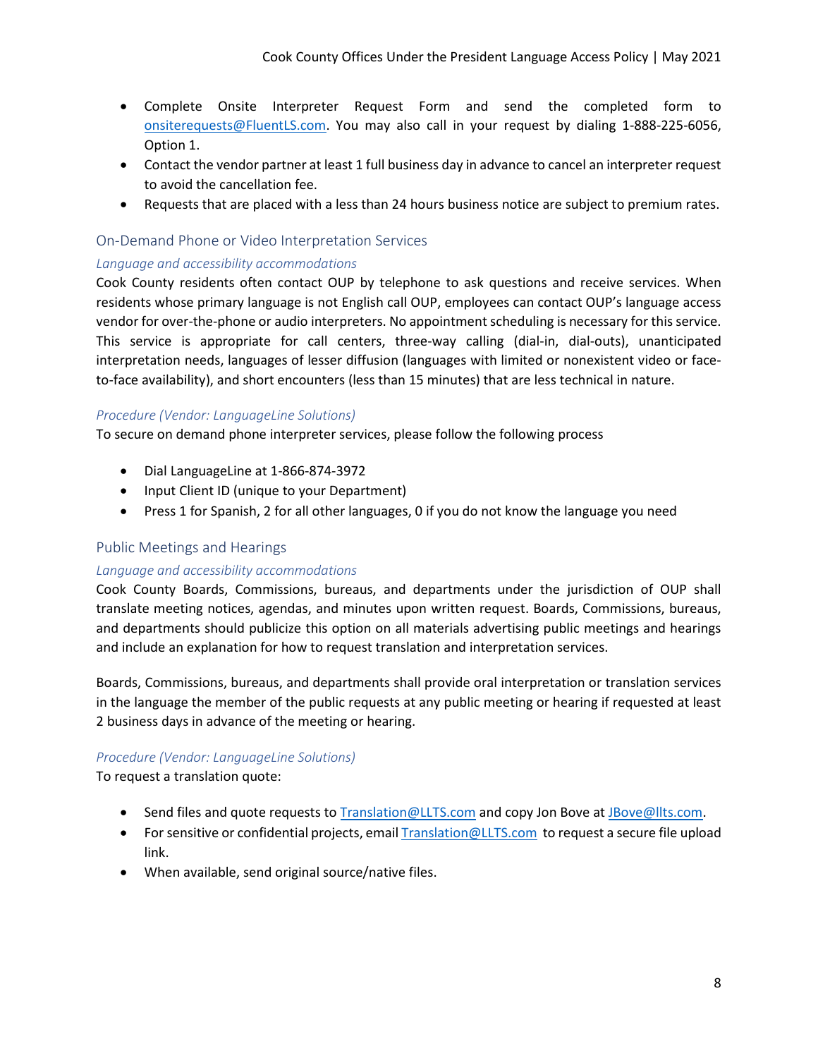- Complete Onsite Interpreter Request Form and send the completed form to onsiterequests@FluentLS.com. You may also call in your request by dialing 1-888-225-6056, Option 1.
- Contact the vendor partner at least 1 full business day in advance to cancel an interpreter request to avoid the cancellation fee.
- Requests that are placed with a less than 24 hours business notice are subject to premium rates.

## On-Demand Phone or Video Interpretation Services

### *Language and accessibility accommodations*

Cook County residents often contact OUP by telephone to ask questions and receive services. When residents whose primary language is not English call OUP, employees can contact OUP's language access vendor for over-the-phone or audio interpreters. No appointment scheduling is necessary for this service. This service is appropriate for call centers, three-way calling (dial-in, dial-outs), unanticipated interpretation needs, languages of lesser diffusion (languages with limited or nonexistent video or face-to-face availability), and short encounters (less than 15 minutes) that are less technical in nature.

### *Procedure (Vendor: LanguageLine Solutions)*

To secure on demand phone interpreter services, please follow the following process

- Dial LanguageLine at 1-866-874-3972
- Input Client ID (unique to your Department)
- Press 1 for Spanish, 2 for all other languages, 0 if you do not know the language you need

## Public Meetings and Hearings

### *Language and accessibility accommodations*

Cook County Boards, Commissions, bureaus, and departments under the jurisdiction of OUP shall translate meeting notices, agendas, and minutes upon written request. Boards, Commissions, bureaus, and departments should publicize this option on all materials advertising public meetings and hearings and include an explanation for how to request translation and interpretation services.

Boards, Commissions, bureaus, and departments shall provide oral interpretation or translation services in the language the member of the public requests at any public meeting or hearing if requested at least 2 business days in advance of the meeting or hearing.

### *Procedure (Vendor: LanguageLine Solutions)*

To request a translation quote:

- Send files and quote requests to Translation@LLTS.com and copy Jon Bove at JBove@llts.com.
- For sensitive or confidential projects, email Translation@LLTS.com to request a secure file upload link.
- When available, send original source/native files.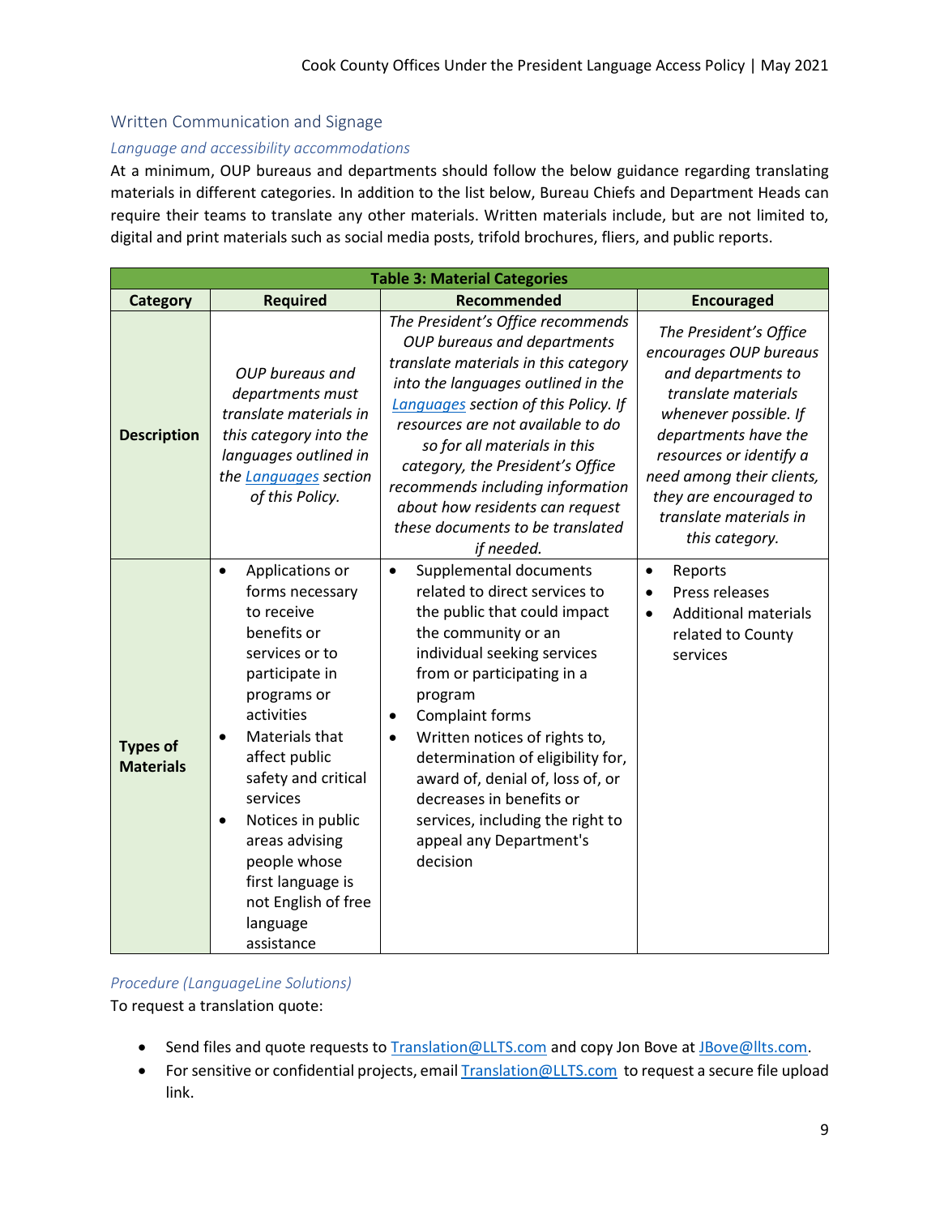## Written Communication and Signage

### *Language and accessibility accommodations*

At a minimum, OUP bureaus and departments should follow the below guidance regarding translating materials in different categories. In addition to the list below, Bureau Chiefs and Department Heads can require their teams to translate any other materials. Written materials include, but are not limited to, digital and print materials such as social media posts, trifold brochures, fliers, and public reports.

**Table 3: Material Categories**

| Category | Required | Recommended | Encouraged |
|---|---|---|---|
| **Description** | *OUP bureaus and departments must translate materials in this category into the languages outlined in the [Languages](#) section of this Policy.* | *The President's Office recommends OUP bureaus and departments translate materials in this category into the languages outlined in the [Languages](#) section of this Policy. If resources are not available to do so for all materials in this category, the President's Office recommends including information about how residents can request these documents to be translated if needed.* | *The President's Office encourages OUP bureaus and departments to translate materials whenever possible. If departments have the resources or identify a need among their clients, they are encouraged to translate materials in this category.* |
| **Types of Materials** | • Applications or forms necessary to receive benefits or services or to participate in programs or activities<br>• Materials that affect public safety and critical services<br>• Notices in public areas advising people whose first language is not English of free language assistance | • Supplemental documents related to direct services to the public that could impact the community or an individual seeking services from or participating in a program<br>• Complaint forms<br>• Written notices of rights to, determination of eligibility for, award of, denial of, loss of, or decreases in benefits or services, including the right to appeal any Department's decision | • Reports<br>• Press releases<br>• Additional materials related to County services |

### *Procedure (LanguageLine Solutions)*

To request a translation quote:

- Send files and quote requests to Translation@LLTS.com and copy Jon Bove at JBove@llts.com.
- For sensitive or confidential projects, email Translation@LLTS.com to request a secure file upload link.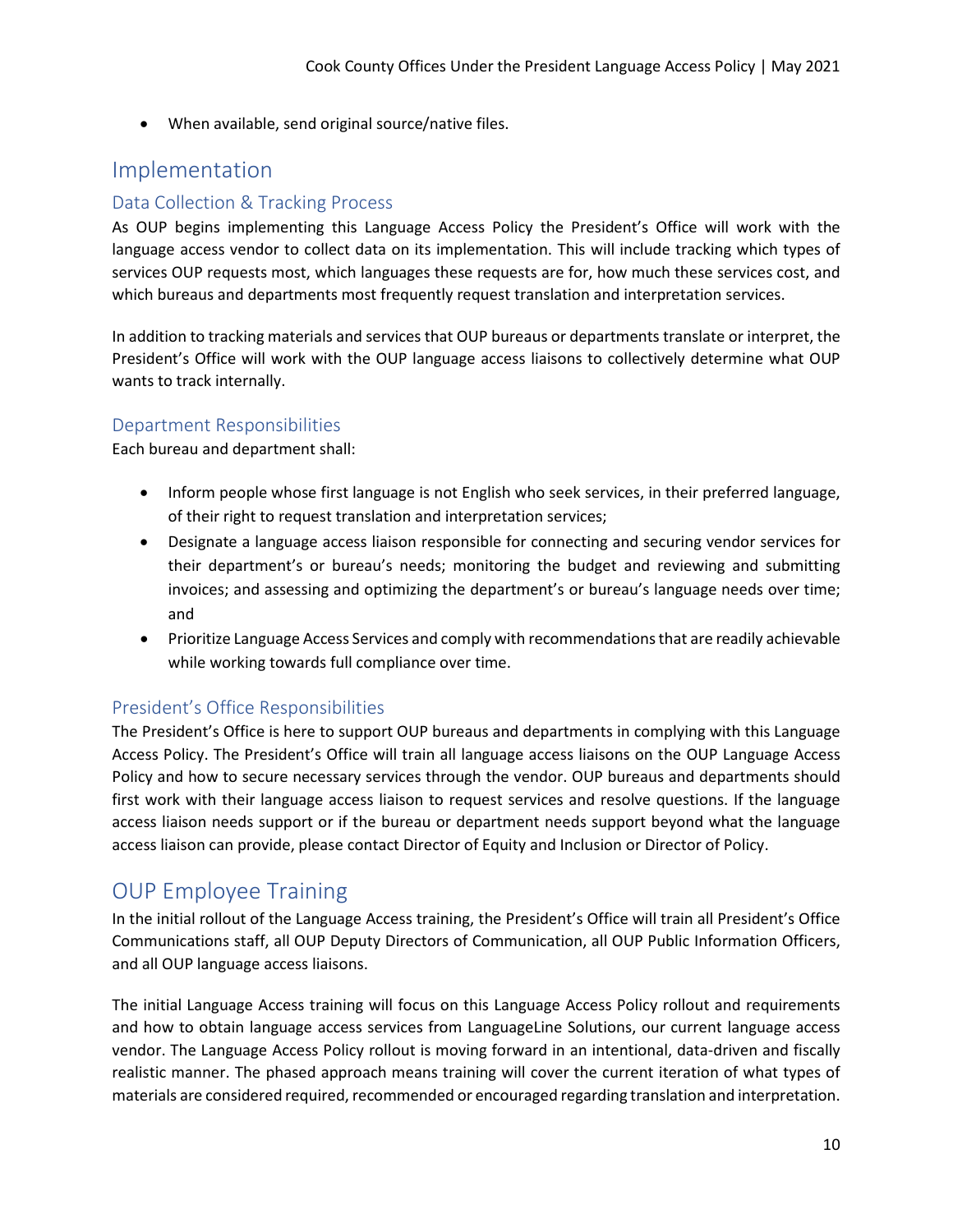- When available, send original source/native files.

## Implementation

### Data Collection & Tracking Process

As OUP begins implementing this Language Access Policy the President's Office will work with the language access vendor to collect data on its implementation. This will include tracking which types of services OUP requests most, which languages these requests are for, how much these services cost, and which bureaus and departments most frequently request translation and interpretation services.

In addition to tracking materials and services that OUP bureaus or departments translate or interpret, the President's Office will work with the OUP language access liaisons to collectively determine what OUP wants to track internally.

### Department Responsibilities

Each bureau and department shall:

- Inform people whose first language is not English who seek services, in their preferred language, of their right to request translation and interpretation services;
- Designate a language access liaison responsible for connecting and securing vendor services for their department's or bureau's needs; monitoring the budget and reviewing and submitting invoices; and assessing and optimizing the department's or bureau's language needs over time; and
- Prioritize Language Access Services and comply with recommendations that are readily achievable while working towards full compliance over time.

### President's Office Responsibilities

The President's Office is here to support OUP bureaus and departments in complying with this Language Access Policy. The President's Office will train all language access liaisons on the OUP Language Access Policy and how to secure necessary services through the vendor. OUP bureaus and departments should first work with their language access liaison to request services and resolve questions. If the language access liaison needs support or if the bureau or department needs support beyond what the language access liaison can provide, please contact Director of Equity and Inclusion or Director of Policy.

## OUP Employee Training

In the initial rollout of the Language Access training, the President's Office will train all President's Office Communications staff, all OUP Deputy Directors of Communication, all OUP Public Information Officers, and all OUP language access liaisons.

The initial Language Access training will focus on this Language Access Policy rollout and requirements and how to obtain language access services from LanguageLine Solutions, our current language access vendor. The Language Access Policy rollout is moving forward in an intentional, data-driven and fiscally realistic manner. The phased approach means training will cover the current iteration of what types of materials are considered required, recommended or encouraged regarding translation and interpretation.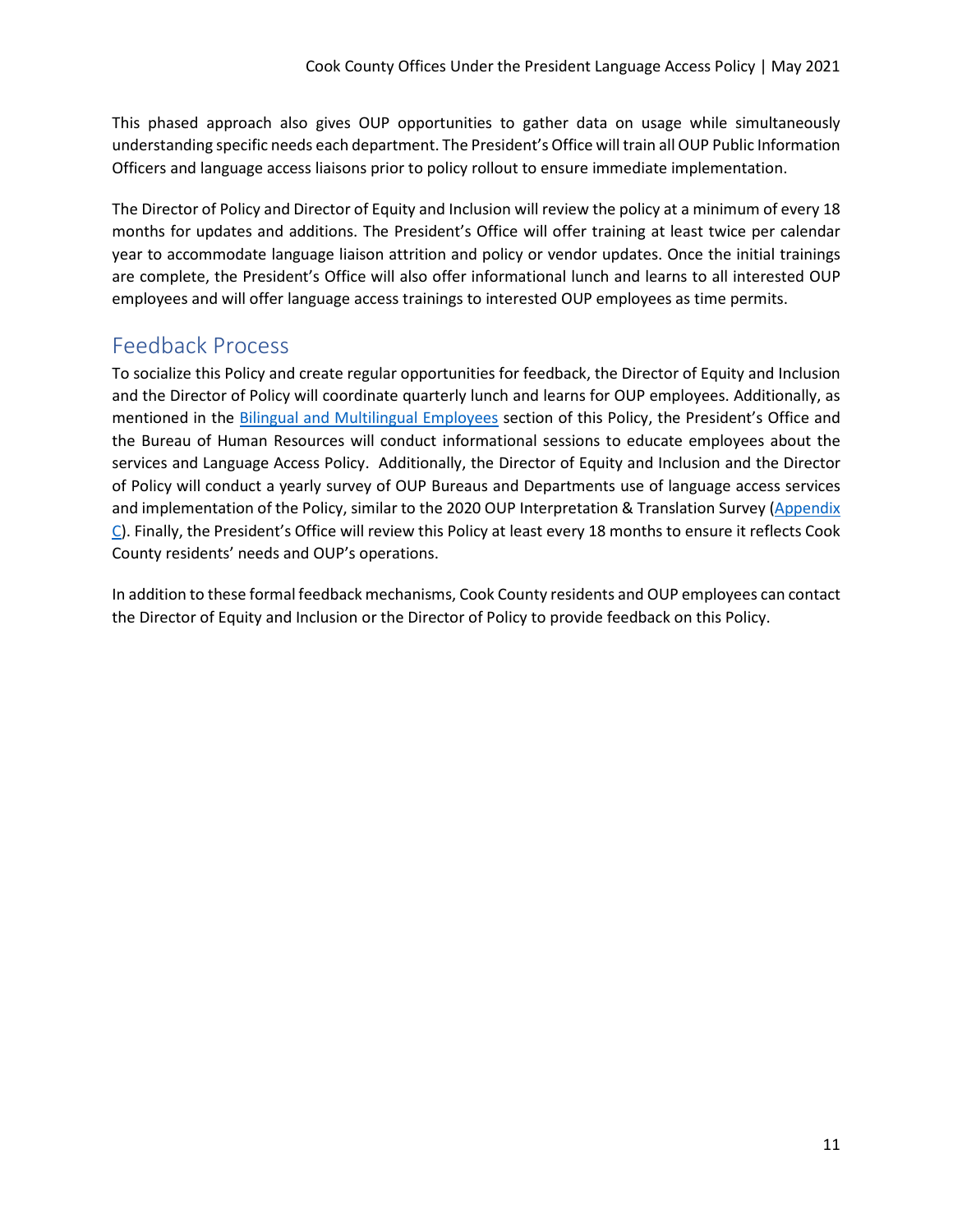This phased approach also gives OUP opportunities to gather data on usage while simultaneously understanding specific needs each department. The President's Office will train all OUP Public Information Officers and language access liaisons prior to policy rollout to ensure immediate implementation.

The Director of Policy and Director of Equity and Inclusion will review the policy at a minimum of every 18 months for updates and additions. The President's Office will offer training at least twice per calendar year to accommodate language liaison attrition and policy or vendor updates. Once the initial trainings are complete, the President's Office will also offer informational lunch and learns to all interested OUP employees and will offer language access trainings to interested OUP employees as time permits.

## Feedback Process

To socialize this Policy and create regular opportunities for feedback, the Director of Equity and Inclusion and the Director of Policy will coordinate quarterly lunch and learns for OUP employees. Additionally, as mentioned in the Bilingual and Multilingual Employees section of this Policy, the President's Office and the Bureau of Human Resources will conduct informational sessions to educate employees about the services and Language Access Policy. Additionally, the Director of Equity and Inclusion and the Director of Policy will conduct a yearly survey of OUP Bureaus and Departments use of language access services and implementation of the Policy, similar to the 2020 OUP Interpretation & Translation Survey (Appendix C). Finally, the President's Office will review this Policy at least every 18 months to ensure it reflects Cook County residents' needs and OUP's operations.

In addition to these formal feedback mechanisms, Cook County residents and OUP employees can contact the Director of Equity and Inclusion or the Director of Policy to provide feedback on this Policy.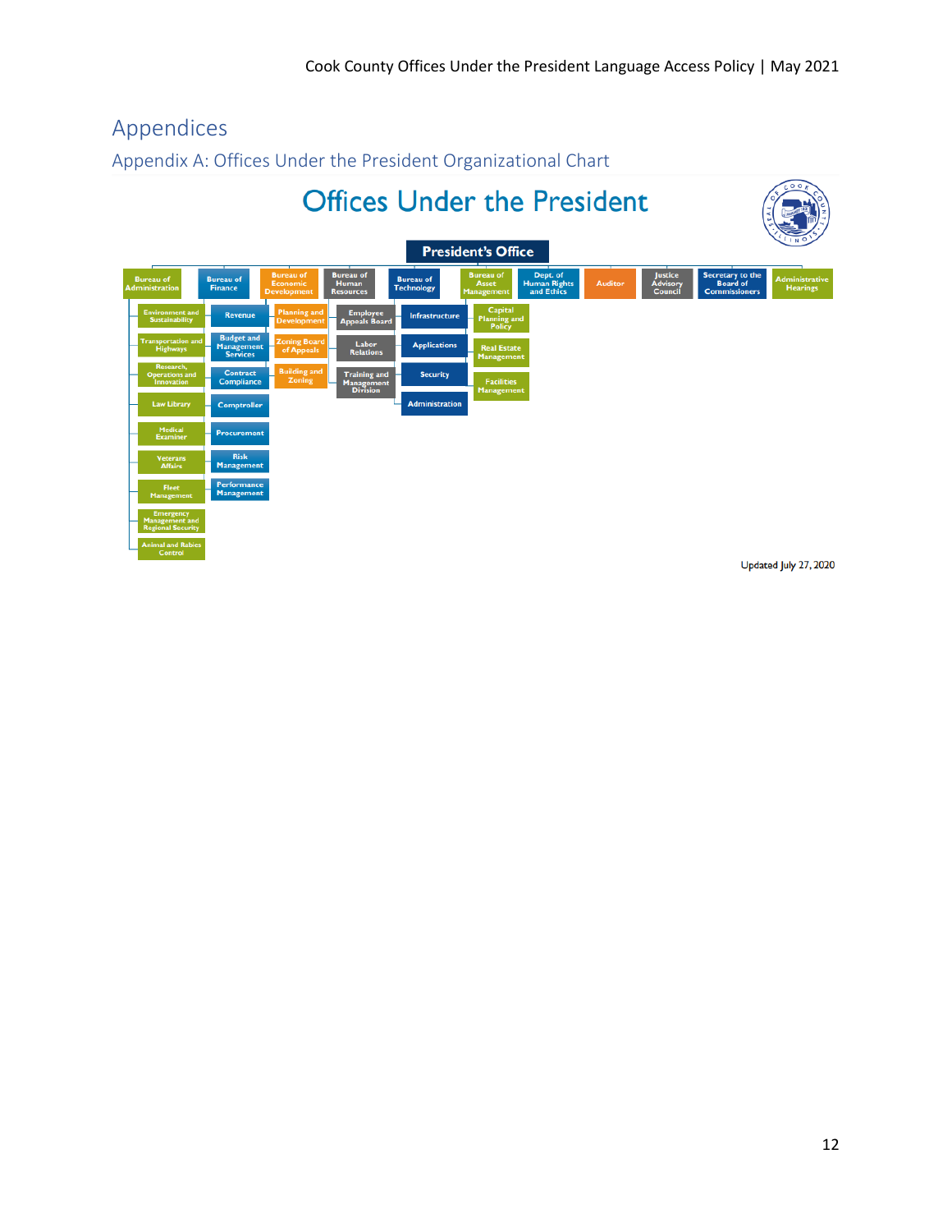# Appendices

## Appendix A: Offices Under the President Organizational Chart

### Offices Under the President

**President's Office**

- **Bureau of Administration**
  - Environment and Sustainability
  - Transportation and Highways
  - Research, Operations and Innovation
  - Law Library
  - Medical Examiner
  - Veterans Affairs
  - Fleet Management
  - Emergency Management and Regional Security
  - Animal and Rabies Control
- **Bureau of Finance**
  - Revenue
  - Budget and Management Services
  - Contract Compliance
  - Comptroller
  - Procurement
  - Risk Management
  - Performance Management
- **Bureau of Economic Development**
  - Planning and Development
  - Zoning Board of Appeals
  - Building and Zoning
- **Bureau of Human Resources**
  - Employee Appeals Board
  - Labor Relations
  - Training and Management Division
- **Bureau of Technology**
  - Infrastructure
  - Applications
  - Security
  - Administration
- **Bureau of Asset Management**
  - Capital Planning and Policy
  - Real Estate Management
  - Facilities Management
- **Dept. of Human Rights and Ethics**
- **Auditor**
- **Justice Advisory Council**
- **Secretary to the Board of Commissioners**
- **Administrative Hearings**

Updated July 27, 2020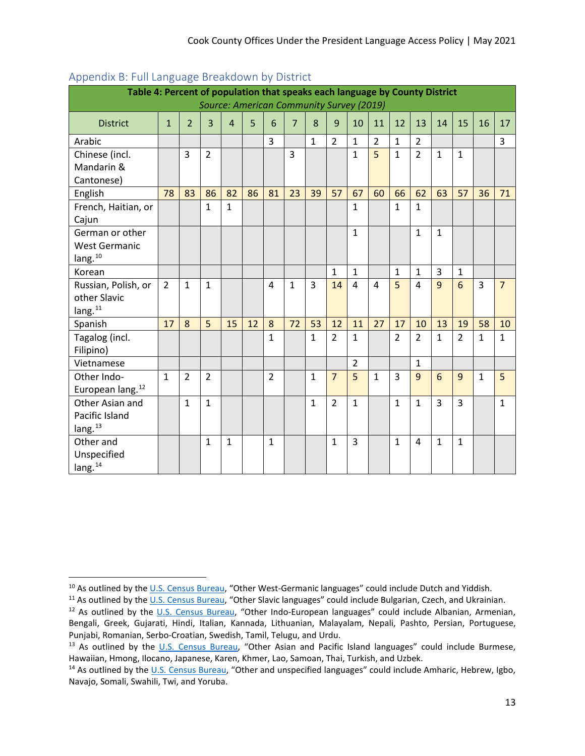## Appendix B: Full Language Breakdown by District

**Table 4: Percent of population that speaks each language by County District**
*Source: American Community Survey (2019)*

| District | 1 | 2 | 3 | 4 | 5 | 6 | 7 | 8 | 9 | 10 | 11 | 12 | 13 | 14 | 15 | 16 | 17 |
|---|---|---|---|---|---|---|---|---|---|---|---|---|---|---|---|---|---|
| Arabic | | | | | | 3 | | 1 | 2 | 1 | 2 | 1 | 2 | | | | 3 |
| Chinese (incl. Mandarin & Cantonese) | | 3 | 2 | | | | 3 | | | 1 | 5 | 1 | 2 | 1 | 1 | | |
| English | 78 | 83 | 86 | 82 | 86 | 81 | 23 | 39 | 57 | 67 | 60 | 66 | 62 | 63 | 57 | 36 | 71 |
| French, Haitian, or Cajun | | | 1 | 1 | | | | | | 1 | | 1 | 1 | | | | |
| German or other West Germanic lang.[10] | | | | | | | | | | 1 | | | 1 | 1 | | | |
| Korean | | | | | | | | | 1 | 1 | | 1 | 1 | 3 | 1 | | |
| Russian, Polish, or other Slavic lang.[11] | 2 | 1 | 1 | | | 4 | 1 | 3 | 14 | 4 | 4 | 5 | 4 | 9 | 6 | 3 | 7 |
| Spanish | 17 | 8 | 5 | 15 | 12 | 8 | 72 | 53 | 12 | 11 | 27 | 17 | 10 | 13 | 19 | 58 | 10 |
| Tagalog (incl. Filipino) | | | | | | 1 | | 1 | 2 | 1 | | 2 | 2 | 1 | 2 | 1 | 1 |
| Vietnamese | | | | | | | | | | 2 | | | 1 | | | | |
| Other Indo-European lang.[12] | 1 | 2 | 2 | | | 2 | | 1 | 7 | 5 | 1 | 3 | 9 | 6 | 9 | 1 | 5 |
| Other Asian and Pacific Island lang.[13] | | 1 | 1 | | | | | 1 | 2 | 1 | | 1 | 1 | 3 | 3 | | 1 |
| Other and Unspecified lang.[14] | | | 1 | 1 | | 1 | | | 1 | 3 | | 1 | 4 | 1 | 1 | | |

[10] As outlined by the U.S. Census Bureau, "Other West-Germanic languages" could include Dutch and Yiddish.

[11] As outlined by the U.S. Census Bureau, "Other Slavic languages" could include Bulgarian, Czech, and Ukrainian.

[12] As outlined by the U.S. Census Bureau, "Other Indo-European languages" could include Albanian, Armenian, Bengali, Greek, Gujarati, Hindi, Italian, Kannada, Lithuanian, Malayalam, Nepali, Pashto, Persian, Portuguese, Punjabi, Romanian, Serbo-Croatian, Swedish, Tamil, Telugu, and Urdu.

[13] As outlined by the U.S. Census Bureau, "Other Asian and Pacific Island languages" could include Burmese, Hawaiian, Hmong, Ilocano, Japanese, Karen, Khmer, Lao, Samoan, Thai, Turkish, and Uzbek.

[14] As outlined by the U.S. Census Bureau, "Other and unspecified languages" could include Amharic, Hebrew, Igbo, Navajo, Somali, Swahili, Twi, and Yoruba.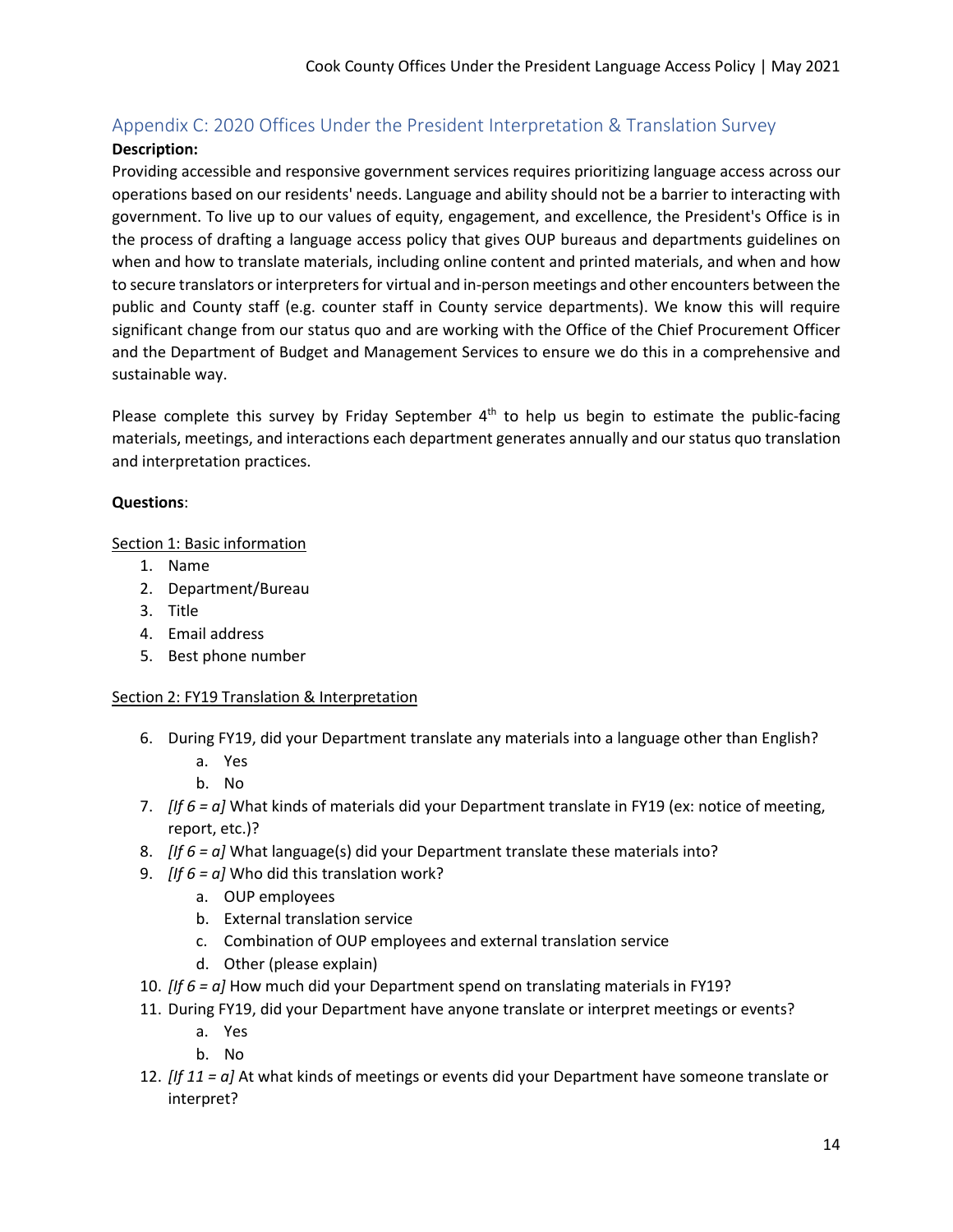## Appendix C: 2020 Offices Under the President Interpretation & Translation Survey

**Description:**

Providing accessible and responsive government services requires prioritizing language access across our operations based on our residents' needs. Language and ability should not be a barrier to interacting with government. To live up to our values of equity, engagement, and excellence, the President's Office is in the process of drafting a language access policy that gives OUP bureaus and departments guidelines on when and how to translate materials, including online content and printed materials, and when and how to secure translators or interpreters for virtual and in-person meetings and other encounters between the public and County staff (e.g. counter staff in County service departments). We know this will require significant change from our status quo and are working with the Office of the Chief Procurement Officer and the Department of Budget and Management Services to ensure we do this in a comprehensive and sustainable way.

Please complete this survey by Friday September 4th to help us begin to estimate the public-facing materials, meetings, and interactions each department generates annually and our status quo translation and interpretation practices.

**Questions**:

Section 1: Basic information

1. Name
2. Department/Bureau
3. Title
4. Email address
5. Best phone number

Section 2: FY19 Translation & Interpretation

6. During FY19, did your Department translate any materials into a language other than English?
   a. Yes
   b. No
7. *[If 6 = a]* What kinds of materials did your Department translate in FY19 (ex: notice of meeting, report, etc.)?
8. *[If 6 = a]* What language(s) did your Department translate these materials into?
9. *[If 6 = a]* Who did this translation work?
   a. OUP employees
   b. External translation service
   c. Combination of OUP employees and external translation service
   d. Other (please explain)
10. *[If 6 = a]* How much did your Department spend on translating materials in FY19?
11. During FY19, did your Department have anyone translate or interpret meetings or events?
    a. Yes
    b. No
12. *[If 11 = a]* At what kinds of meetings or events did your Department have someone translate or interpret?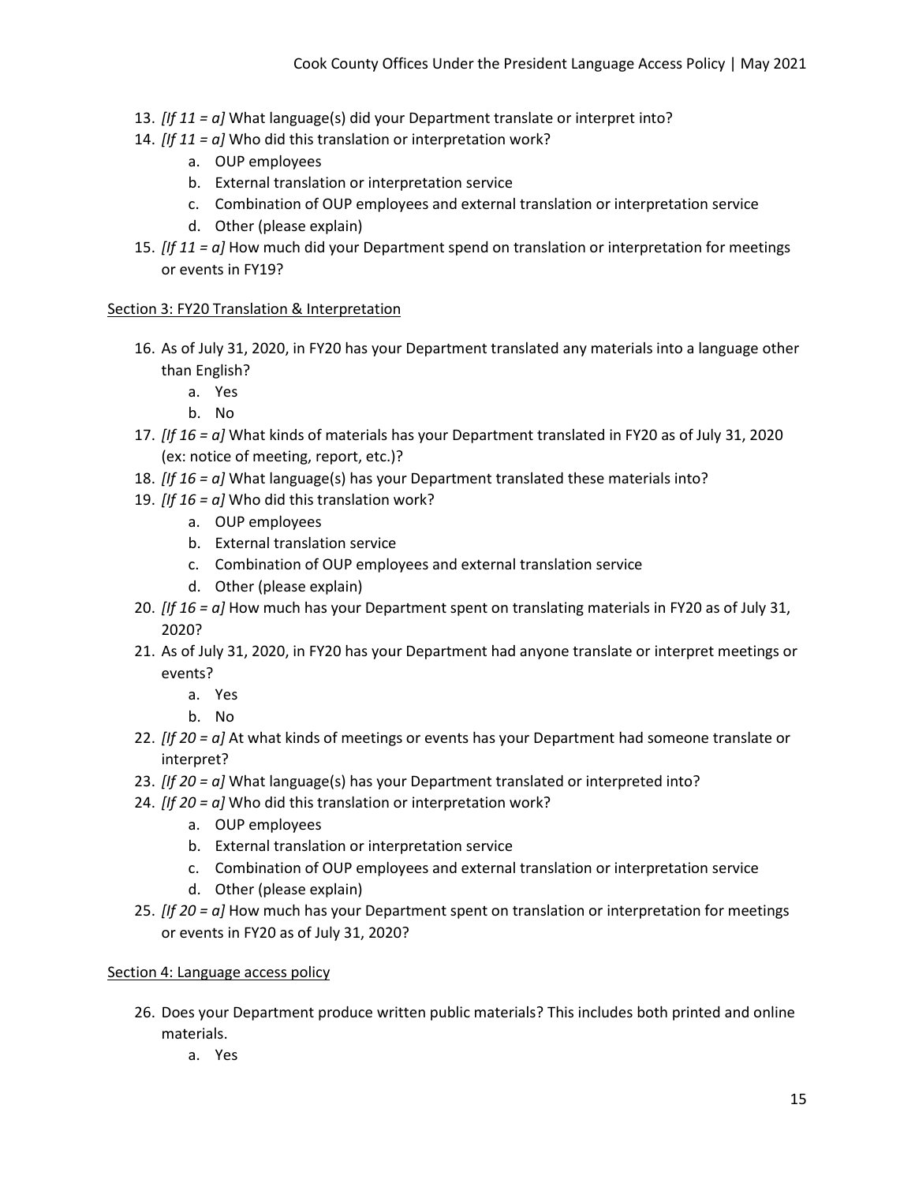13. *[If 11 = a]* What language(s) did your Department translate or interpret into?
14. *[If 11 = a]* Who did this translation or interpretation work?
    a. OUP employees
    b. External translation or interpretation service
    c. Combination of OUP employees and external translation or interpretation service
    d. Other (please explain)
15. *[If 11 = a]* How much did your Department spend on translation or interpretation for meetings or events in FY19?

<u>Section 3: FY20 Translation & Interpretation</u>

16. As of July 31, 2020, in FY20 has your Department translated any materials into a language other than English?
    a. Yes
    b. No
17. *[If 16 = a]* What kinds of materials has your Department translated in FY20 as of July 31, 2020 (ex: notice of meeting, report, etc.)?
18. *[If 16 = a]* What language(s) has your Department translated these materials into?
19. *[If 16 = a]* Who did this translation work?
    a. OUP employees
    b. External translation service
    c. Combination of OUP employees and external translation service
    d. Other (please explain)
20. *[If 16 = a]* How much has your Department spent on translating materials in FY20 as of July 31, 2020?
21. As of July 31, 2020, in FY20 has your Department had anyone translate or interpret meetings or events?
    a. Yes
    b. No
22. *[If 20 = a]* At what kinds of meetings or events has your Department had someone translate or interpret?
23. *[If 20 = a]* What language(s) has your Department translated or interpreted into?
24. *[If 20 = a]* Who did this translation or interpretation work?
    a. OUP employees
    b. External translation or interpretation service
    c. Combination of OUP employees and external translation or interpretation service
    d. Other (please explain)
25. *[If 20 = a]* How much has your Department spent on translation or interpretation for meetings or events in FY20 as of July 31, 2020?

<u>Section 4: Language access policy</u>

26. Does your Department produce written public materials? This includes both printed and online materials.
    a. Yes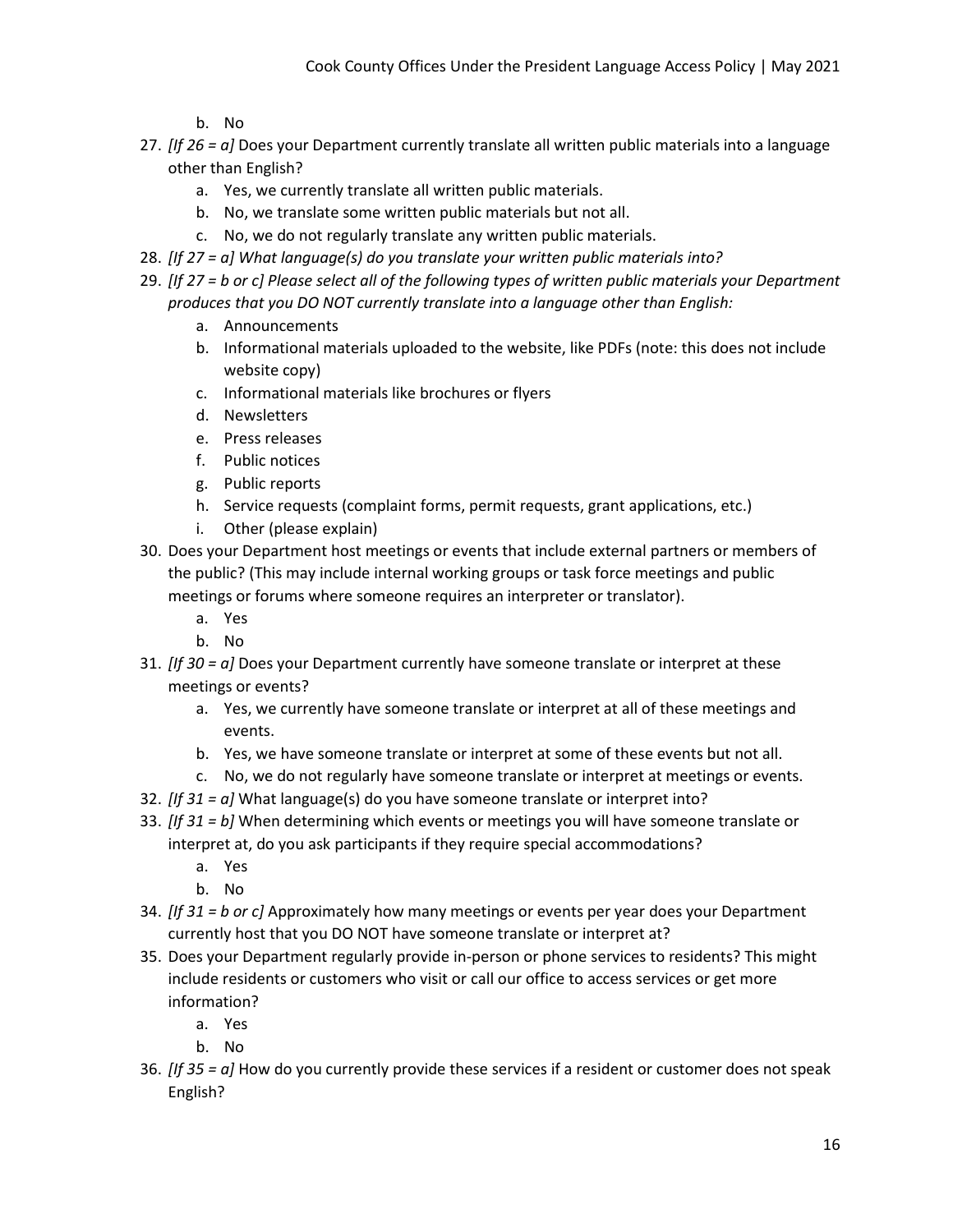b. No

27. *[If 26 = a]* Does your Department currently translate all written public materials into a language other than English?
    a. Yes, we currently translate all written public materials.
    b. No, we translate some written public materials but not all.
    c. No, we do not regularly translate any written public materials.
28. *[If 27 = a] What language(s) do you translate your written public materials into?*
29. *[If 27 = b or c] Please select all of the following types of written public materials your Department produces that you DO NOT currently translate into a language other than English:*
    a. Announcements
    b. Informational materials uploaded to the website, like PDFs (note: this does not include website copy)
    c. Informational materials like brochures or flyers
    d. Newsletters
    e. Press releases
    f. Public notices
    g. Public reports
    h. Service requests (complaint forms, permit requests, grant applications, etc.)
    i. Other (please explain)
30. Does your Department host meetings or events that include external partners or members of the public? (This may include internal working groups or task force meetings and public meetings or forums where someone requires an interpreter or translator).
    a. Yes
    b. No
31. *[If 30 = a]* Does your Department currently have someone translate or interpret at these meetings or events?
    a. Yes, we currently have someone translate or interpret at all of these meetings and events.
    b. Yes, we have someone translate or interpret at some of these events but not all.
    c. No, we do not regularly have someone translate or interpret at meetings or events.
32. *[If 31 = a]* What language(s) do you have someone translate or interpret into?
33. *[If 31 = b]* When determining which events or meetings you will have someone translate or interpret at, do you ask participants if they require special accommodations?
    a. Yes
    b. No
34. *[If 31 = b or c]* Approximately how many meetings or events per year does your Department currently host that you DO NOT have someone translate or interpret at?
35. Does your Department regularly provide in-person or phone services to residents? This might include residents or customers who visit or call our office to access services or get more information?
    a. Yes
    b. No
36. *[If 35 = a]* How do you currently provide these services if a resident or customer does not speak English?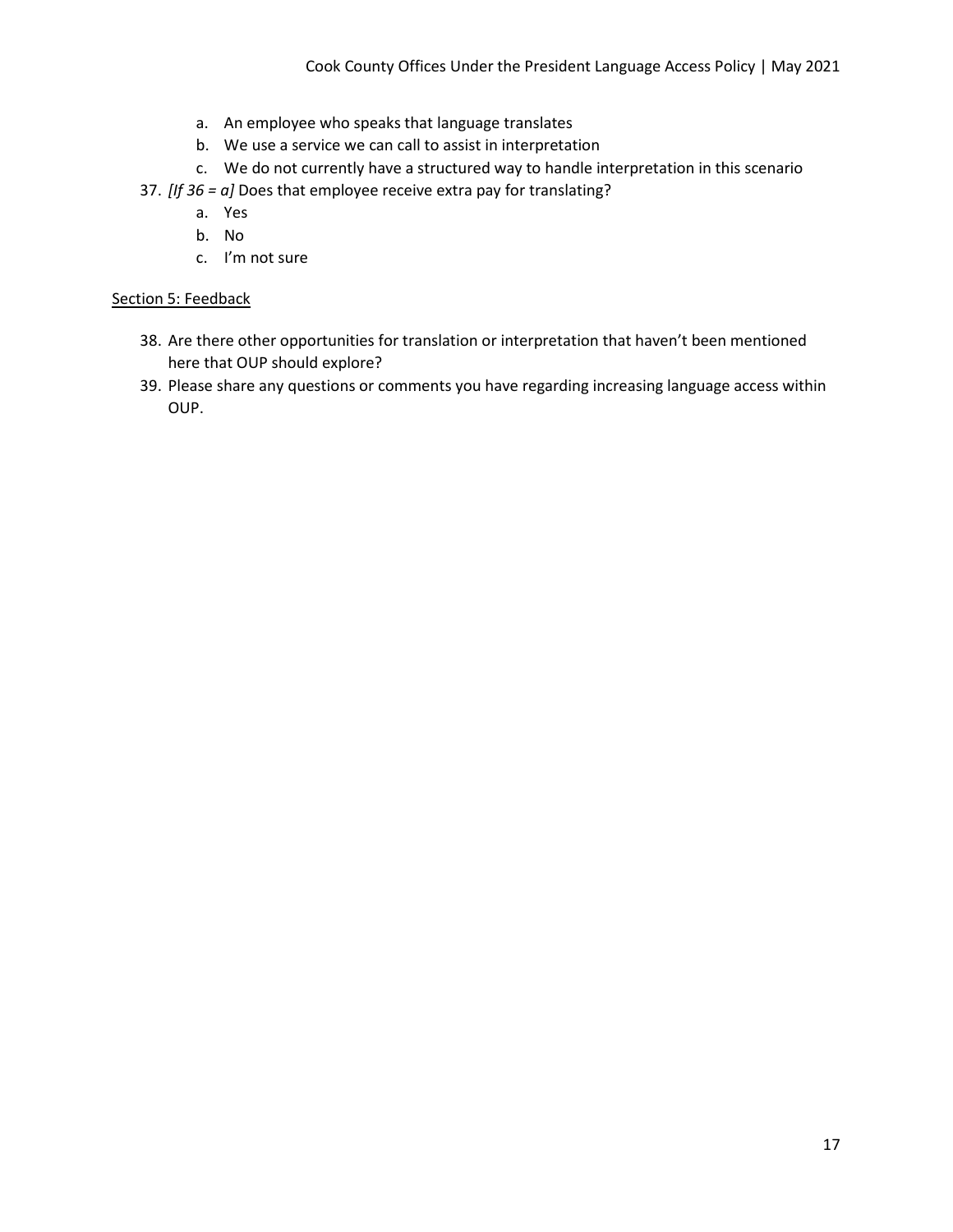a. An employee who speaks that language translates
   b. We use a service we can call to assist in interpretation
   c. We do not currently have a structured way to handle interpretation in this scenario

37. *[If 36 = a]* Does that employee receive extra pay for translating?
   a. Yes
   b. No
   c. I'm not sure

<u>Section 5: Feedback</u>

38. Are there other opportunities for translation or interpretation that haven't been mentioned here that OUP should explore?
39. Please share any questions or comments you have regarding increasing language access within OUP.